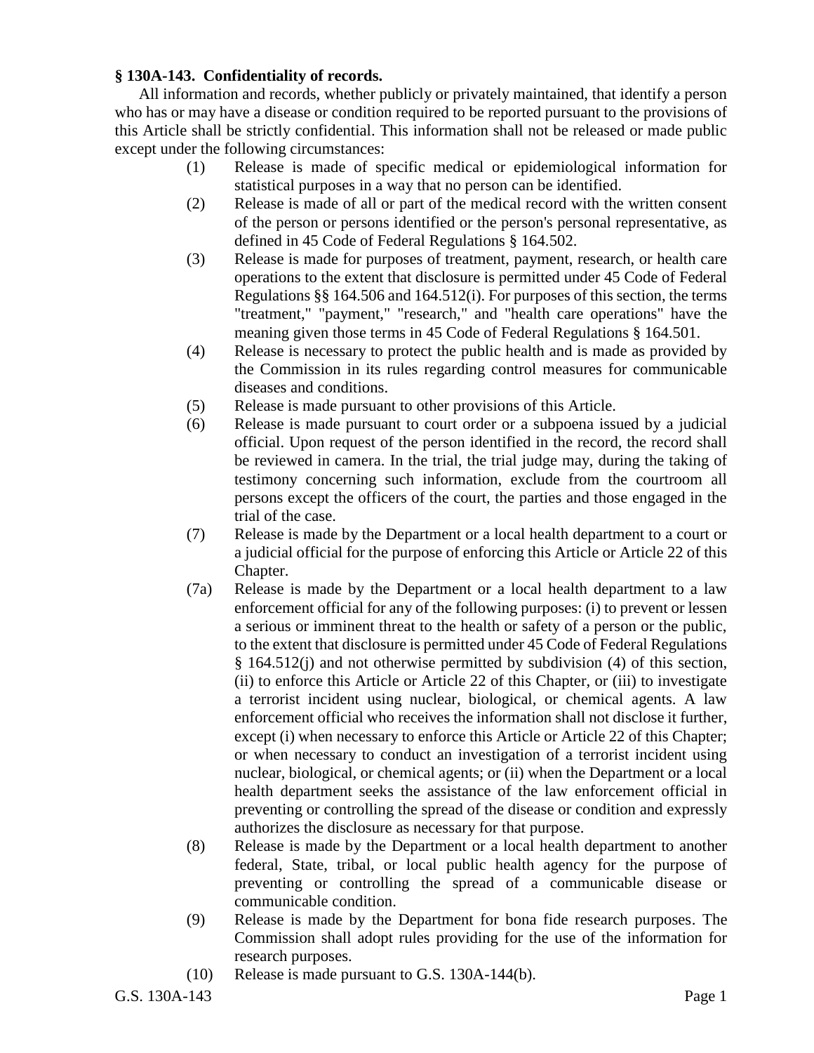**§ 130A-143. Confidentiality of records.**

All information and records, whether publicly or privately maintained, that identify a person who has or may have a disease or condition required to be reported pursuant to the provisions of this Article shall be strictly confidential. This information shall not be released or made public except under the following circumstances:

(1) Release is made of specific medical or epidemiological information for statistical purposes in a way that no person can be identified.

(2) Release is made of all or part of the medical record with the written consent of the person or persons identified or the person's personal representative, as defined in 45 Code of Federal Regulations § 164.502.

(3) Release is made for purposes of treatment, payment, research, or health care operations to the extent that disclosure is permitted under 45 Code of Federal Regulations §§ 164.506 and 164.512(i). For purposes of this section, the terms "treatment," "payment," "research," and "health care operations" have the meaning given those terms in 45 Code of Federal Regulations § 164.501.

(4) Release is necessary to protect the public health and is made as provided by the Commission in its rules regarding control measures for communicable diseases and conditions.

(5) Release is made pursuant to other provisions of this Article.

(6) Release is made pursuant to court order or a subpoena issued by a judicial official. Upon request of the person identified in the record, the record shall be reviewed in camera. In the trial, the trial judge may, during the taking of testimony concerning such information, exclude from the courtroom all persons except the officers of the court, the parties and those engaged in the trial of the case.

(7) Release is made by the Department or a local health department to a court or a judicial official for the purpose of enforcing this Article or Article 22 of this Chapter.

(7a) Release is made by the Department or a local health department to a law enforcement official for any of the following purposes: (i) to prevent or lessen a serious or imminent threat to the health or safety of a person or the public, to the extent that disclosure is permitted under 45 Code of Federal Regulations § 164.512(j) and not otherwise permitted by subdivision (4) of this section, (ii) to enforce this Article or Article 22 of this Chapter, or (iii) to investigate a terrorist incident using nuclear, biological, or chemical agents. A law enforcement official who receives the information shall not disclose it further, except (i) when necessary to enforce this Article or Article 22 of this Chapter; or when necessary to conduct an investigation of a terrorist incident using nuclear, biological, or chemical agents; or (ii) when the Department or a local health department seeks the assistance of the law enforcement official in preventing or controlling the spread of the disease or condition and expressly authorizes the disclosure as necessary for that purpose.

(8) Release is made by the Department or a local health department to another federal, State, tribal, or local public health agency for the purpose of preventing or controlling the spread of a communicable disease or communicable condition.

(9) Release is made by the Department for bona fide research purposes. The Commission shall adopt rules providing for the use of the information for research purposes.

(10) Release is made pursuant to G.S. 130A-144(b).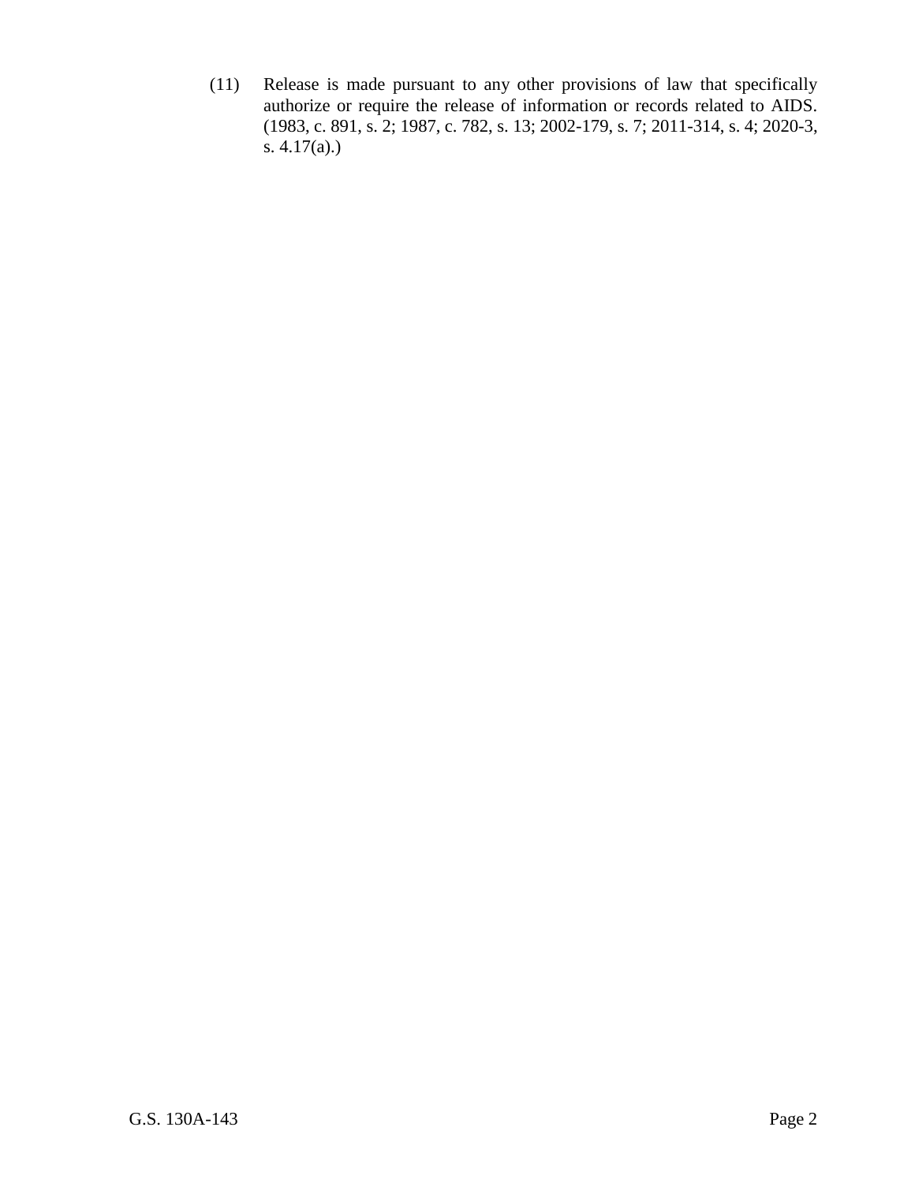(11) Release is made pursuant to any other provisions of law that specifically authorize or require the release of information or records related to AIDS. (1983, c. 891, s. 2; 1987, c. 782, s. 13; 2002-179, s. 7; 2011-314, s. 4; 2020-3, s. 4.17(a).)